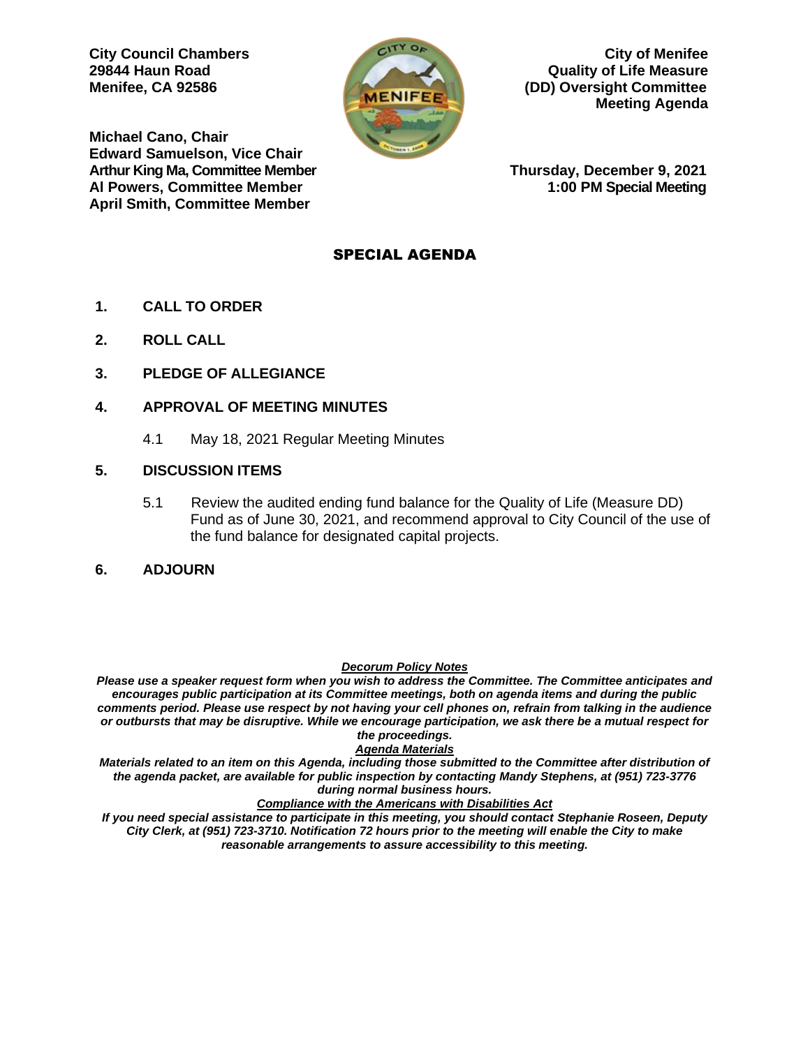**City Council Chambers**
**29844 Haun Road**
**Menifee, CA 92586**

**City of Menifee**
**Quality of Life Measure**
**(DD) Oversight Committee**
**Meeting Agenda**

**Michael Cano, Chair**
**Edward Samuelson, Vice Chair**
**Arthur King Ma, Committee Member**
**Al Powers, Committee Member**
**April Smith, Committee Member**

**Thursday, December 9, 2021**
**1:00 PM Special Meeting**

## SPECIAL AGENDA

**1. CALL TO ORDER**

**2. ROLL CALL**

**3. PLEDGE OF ALLEGIANCE**

**4. APPROVAL OF MEETING MINUTES**

4.1 May 18, 2021 Regular Meeting Minutes

**5. DISCUSSION ITEMS**

5.1 Review the audited ending fund balance for the Quality of Life (Measure DD) Fund as of June 30, 2021, and recommend approval to City Council of the use of the fund balance for designated capital projects.

**6. ADJOURN**

***Decorum Policy Notes***

***Please use a speaker request form when you wish to address the Committee. The Committee anticipates and encourages public participation at its Committee meetings, both on agenda items and during the public comments period. Please use respect by not having your cell phones on, refrain from talking in the audience or outbursts that may be disruptive. While we encourage participation, we ask there be a mutual respect for the proceedings.***

***Agenda Materials***

***Materials related to an item on this Agenda, including those submitted to the Committee after distribution of the agenda packet, are available for public inspection by contacting Mandy Stephens, at (951) 723-3776 during normal business hours.***

***Compliance with the Americans with Disabilities Act***

***If you need special assistance to participate in this meeting, you should contact Stephanie Roseen, Deputy City Clerk, at (951) 723-3710. Notification 72 hours prior to the meeting will enable the City to make reasonable arrangements to assure accessibility to this meeting.***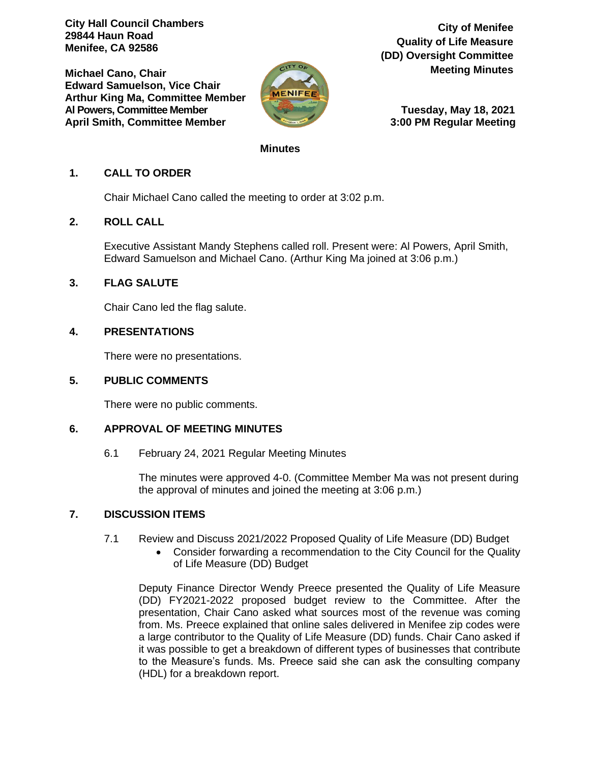**City Hall Council Chambers**
**29844 Haun Road**
**Menifee, CA 92586**

**Michael Cano, Chair**
**Edward Samuelson, Vice Chair**
**Arthur King Ma, Committee Member**
**Al Powers, Committee Member**
**April Smith, Committee Member**

**City of Menifee**
**Quality of Life Measure**
**(DD) Oversight Committee**
**Meeting Minutes**

**Tuesday, May 18, 2021**
**3:00 PM Regular Meeting**

**Minutes**

## 1. CALL TO ORDER

Chair Michael Cano called the meeting to order at 3:02 p.m.

## 2. ROLL CALL

Executive Assistant Mandy Stephens called roll. Present were: Al Powers, April Smith, Edward Samuelson and Michael Cano. (Arthur King Ma joined at 3:06 p.m.)

## 3. FLAG SALUTE

Chair Cano led the flag salute.

## 4. PRESENTATIONS

There were no presentations.

## 5. PUBLIC COMMENTS

There were no public comments.

## 6. APPROVAL OF MEETING MINUTES

6.1 February 24, 2021 Regular Meeting Minutes

The minutes were approved 4-0. (Committee Member Ma was not present during the approval of minutes and joined the meeting at 3:06 p.m.)

## 7. DISCUSSION ITEMS

7.1 Review and Discuss 2021/2022 Proposed Quality of Life Measure (DD) Budget

- Consider forwarding a recommendation to the City Council for the Quality of Life Measure (DD) Budget

Deputy Finance Director Wendy Preece presented the Quality of Life Measure (DD) FY2021-2022 proposed budget review to the Committee. After the presentation, Chair Cano asked what sources most of the revenue was coming from. Ms. Preece explained that online sales delivered in Menifee zip codes were a large contributor to the Quality of Life Measure (DD) funds. Chair Cano asked if it was possible to get a breakdown of different types of businesses that contribute to the Measure's funds. Ms. Preece said she can ask the consulting company (HDL) for a breakdown report.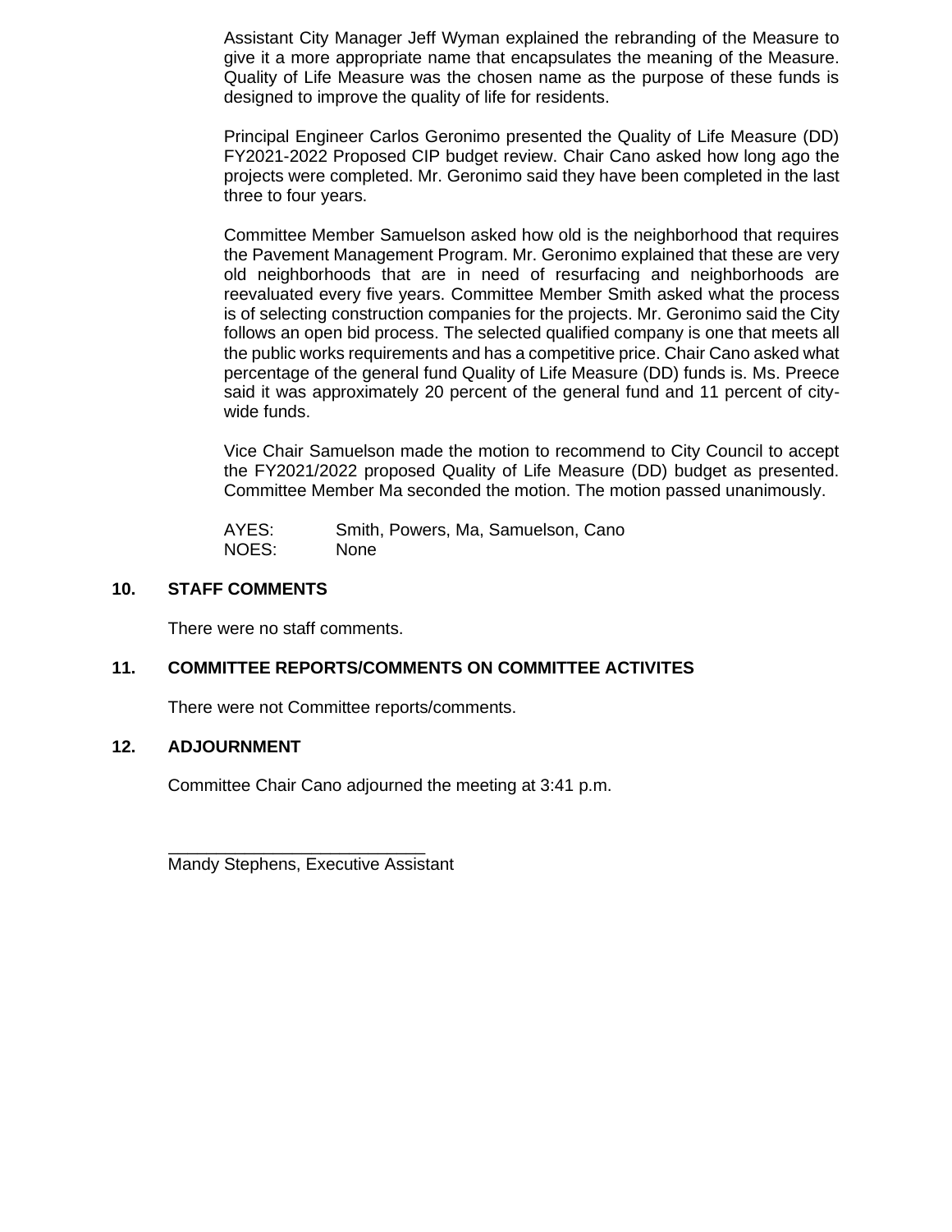Assistant City Manager Jeff Wyman explained the rebranding of the Measure to give it a more appropriate name that encapsulates the meaning of the Measure. Quality of Life Measure was the chosen name as the purpose of these funds is designed to improve the quality of life for residents.

Principal Engineer Carlos Geronimo presented the Quality of Life Measure (DD) FY2021-2022 Proposed CIP budget review. Chair Cano asked how long ago the projects were completed. Mr. Geronimo said they have been completed in the last three to four years.

Committee Member Samuelson asked how old is the neighborhood that requires the Pavement Management Program. Mr. Geronimo explained that these are very old neighborhoods that are in need of resurfacing and neighborhoods are reevaluated every five years. Committee Member Smith asked what the process is of selecting construction companies for the projects. Mr. Geronimo said the City follows an open bid process. The selected qualified company is one that meets all the public works requirements and has a competitive price. Chair Cano asked what percentage of the general fund Quality of Life Measure (DD) funds is. Ms. Preece said it was approximately 20 percent of the general fund and 11 percent of city-wide funds.

Vice Chair Samuelson made the motion to recommend to City Council to accept the FY2021/2022 proposed Quality of Life Measure (DD) budget as presented. Committee Member Ma seconded the motion. The motion passed unanimously.

AYES: Smith, Powers, Ma, Samuelson, Cano
NOES: None

## 10. STAFF COMMENTS

There were no staff comments.

## 11. COMMITTEE REPORTS/COMMENTS ON COMMITTEE ACTIVITES

There were not Committee reports/comments.

## 12. ADJOURNMENT

Committee Chair Cano adjourned the meeting at 3:41 p.m.

___________________________
Mandy Stephens, Executive Assistant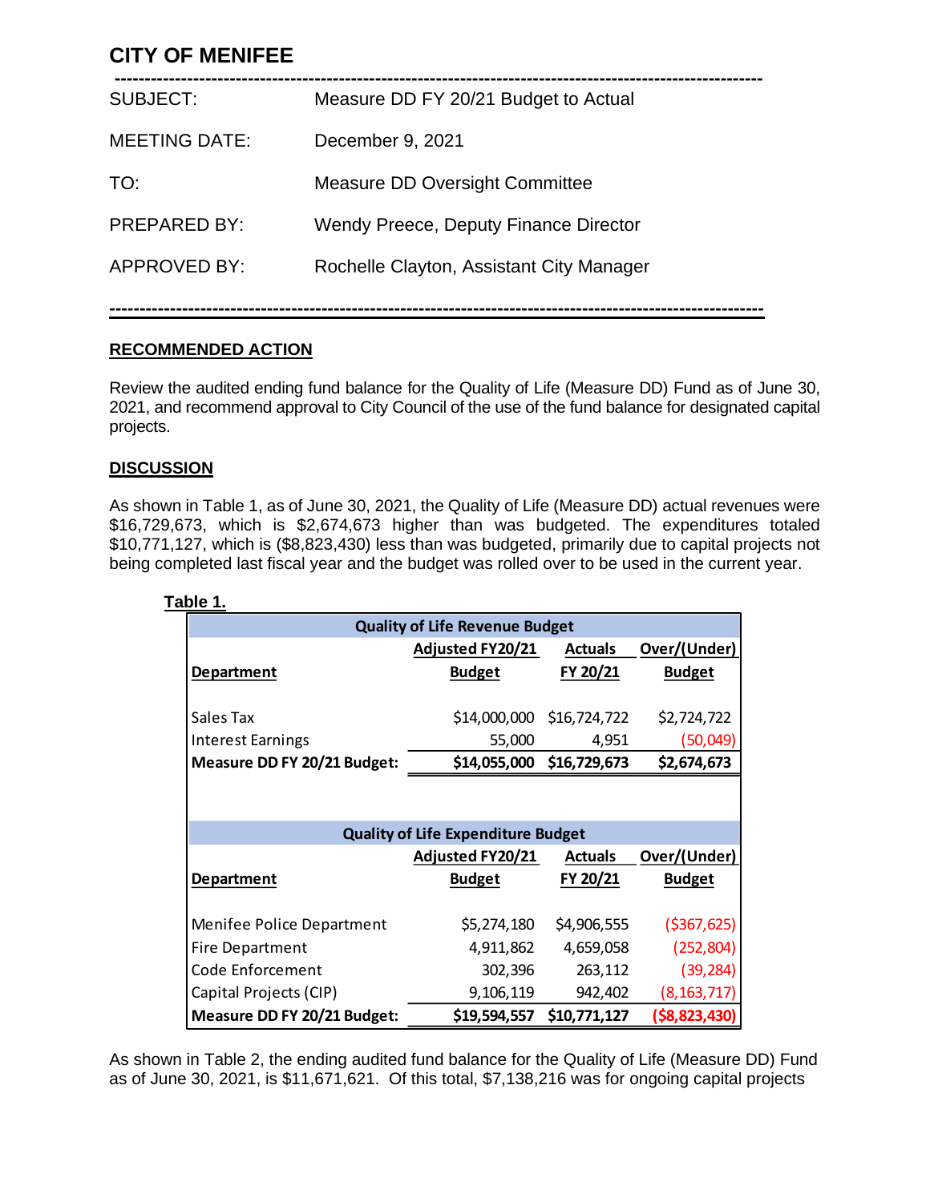# CITY OF MENIFEE

| | |
|---|---|
| SUBJECT: | Measure DD FY 20/21 Budget to Actual |
| MEETING DATE: | December 9, 2021 |
| TO: | Measure DD Oversight Committee |
| PREPARED BY: | Wendy Preece, Deputy Finance Director |
| APPROVED BY: | Rochelle Clayton, Assistant City Manager |

## RECOMMENDED ACTION

Review the audited ending fund balance for the Quality of Life (Measure DD) Fund as of June 30, 2021, and recommend approval to City Council of the use of the fund balance for designated capital projects.

## DISCUSSION

As shown in Table 1, as of June 30, 2021, the Quality of Life (Measure DD) actual revenues were $16,729,673, which is $2,674,673 higher than was budgeted. The expenditures totaled $10,771,127, which is ($8,823,430) less than was budgeted, primarily due to capital projects not being completed last fiscal year and the budget was rolled over to be used in the current year.

**Table 1.**

| Quality of Life Revenue Budget | | | |
|---|---|---|---|
| **Department** | **Adjusted FY20/21 Budget** | **Actuals FY 20/21** | **Over/(Under) Budget** |
| Sales Tax | $14,000,000 | $16,724,722 | $2,724,722 |
| Interest Earnings | 55,000 | 4,951 | (50,049) |
| **Measure DD FY 20/21 Budget:** | **$14,055,000** | **$16,729,673** | **$2,674,673** |

| Quality of Life Expenditure Budget | | | |
|---|---|---|---|
| **Department** | **Adjusted FY20/21 Budget** | **Actuals FY 20/21** | **Over/(Under) Budget** |
| Menifee Police Department | $5,274,180 | $4,906,555 | ($367,625) |
| Fire Department | 4,911,862 | 4,659,058 | (252,804) |
| Code Enforcement | 302,396 | 263,112 | (39,284) |
| Capital Projects (CIP) | 9,106,119 | 942,402 | (8,163,717) |
| **Measure DD FY 20/21 Budget:** | **$19,594,557** | **$10,771,127** | **($8,823,430)** |

As shown in Table 2, the ending audited fund balance for the Quality of Life (Measure DD) Fund as of June 30, 2021, is $11,671,621. Of this total, $7,138,216 was for ongoing capital projects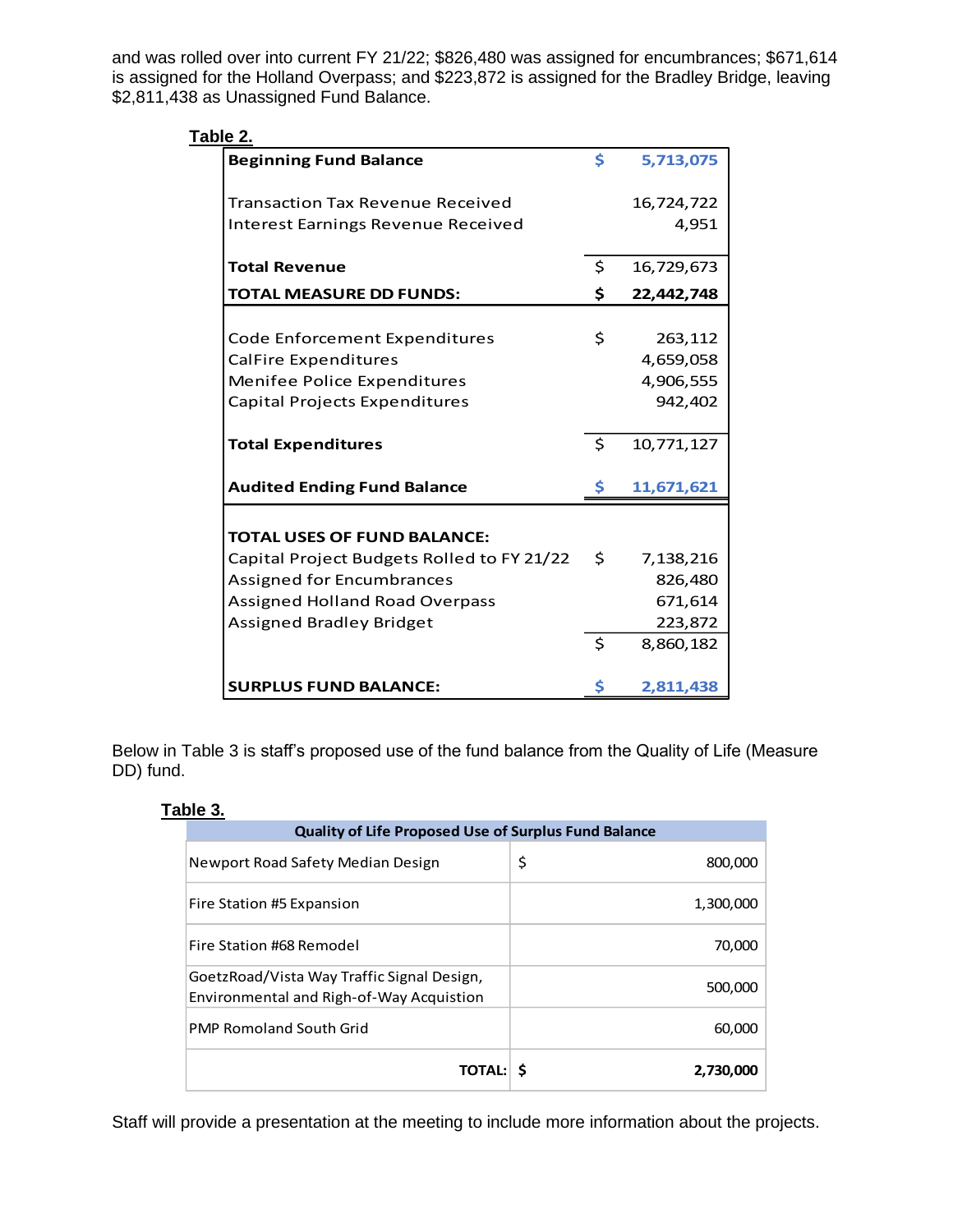and was rolled over into current FY 21/22; $826,480 was assigned for encumbrances; $671,614 is assigned for the Holland Overpass; and $223,872 is assigned for the Bradley Bridge, leaving $2,811,438 as Unassigned Fund Balance.

**Table 2.**

| | | |
|---|---|---|
| **Beginning Fund Balance** | **$** | **5,713,075** |
| | | |
| Transaction Tax Revenue Received | | 16,724,722 |
| Interest Earnings Revenue Received | | 4,951 |
| | | |
| **Total Revenue** | $ | 16,729,673 |
| **TOTAL MEASURE DD FUNDS:** | **$** | **22,442,748** |
| | | |
| Code Enforcement Expenditures | $ | 263,112 |
| CalFire Expenditures | | 4,659,058 |
| Menifee Police Expenditures | | 4,906,555 |
| Capital Projects Expenditures | | 942,402 |
| | | |
| **Total Expenditures** | $ | 10,771,127 |
| | | |
| **Audited Ending Fund Balance** | **$** | **11,671,621** |
| | | |
| **TOTAL USES OF FUND BALANCE:** | | |
| Capital Project Budgets Rolled to FY 21/22 | $ | 7,138,216 |
| Assigned for Encumbrances | | 826,480 |
| Assigned Holland Road Overpass | | 671,614 |
| Assigned Bradley Bridget | | 223,872 |
| | $ | 8,860,182 |
| | | |
| **SURPLUS FUND BALANCE:** | **$** | **2,811,438** |

Below in Table 3 is staff's proposed use of the fund balance from the Quality of Life (Measure DD) fund.

**Table 3.**

| Quality of Life Proposed Use of Surplus Fund Balance | | |
|---|---|---|
| Newport Road Safety Median Design | $ | 800,000 |
| Fire Station #5 Expansion | | 1,300,000 |
| Fire Station #68 Remodel | | 70,000 |
| GoetzRoad/Vista Way Traffic Signal Design, Environmental and Righ-of-Way Acquistion | | 500,000 |
| PMP Romoland South Grid | | 60,000 |
| **TOTAL:** | **$** | **2,730,000** |

Staff will provide a presentation at the meeting to include more information about the projects.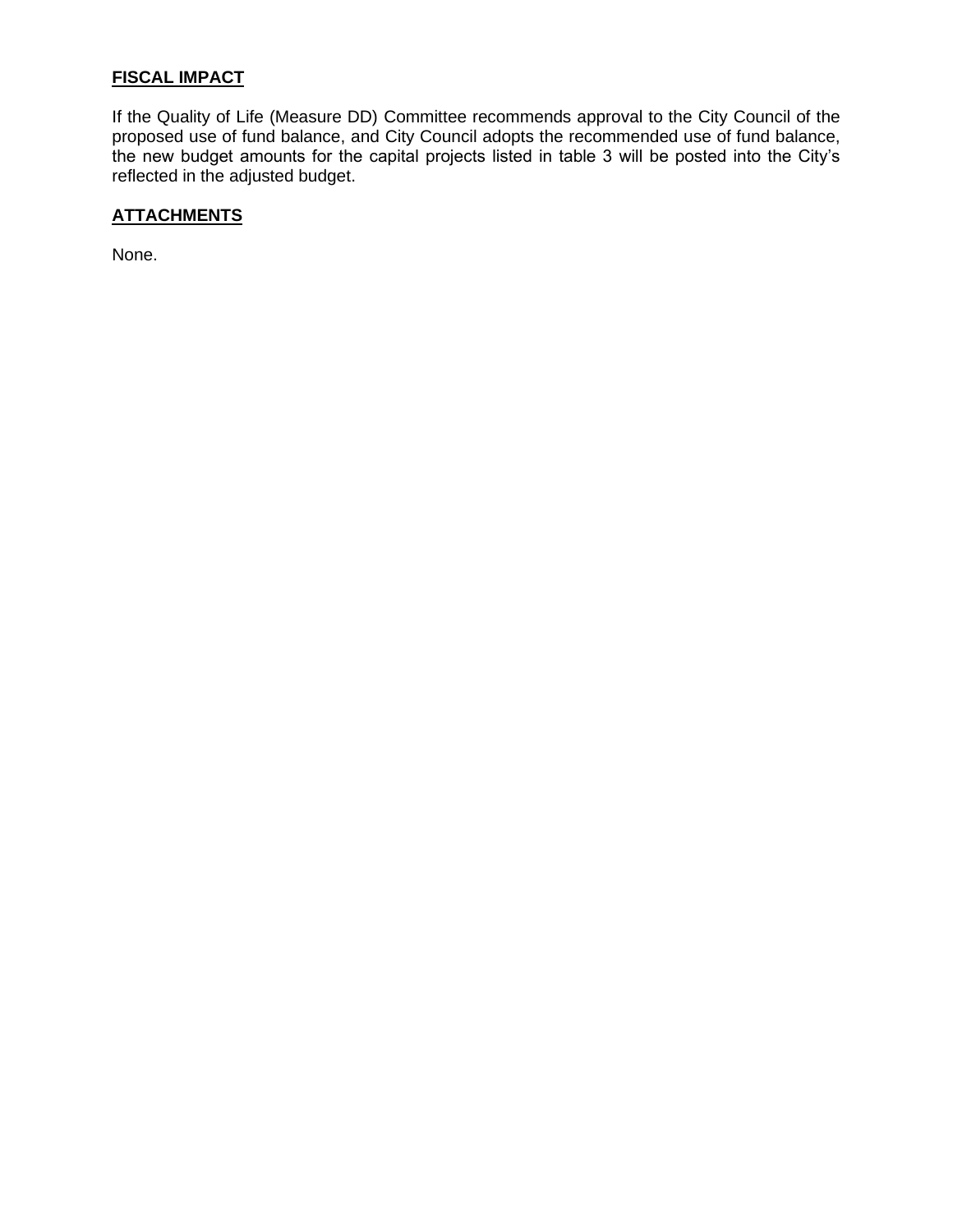**FISCAL IMPACT**

If the Quality of Life (Measure DD) Committee recommends approval to the City Council of the proposed use of fund balance, and City Council adopts the recommended use of fund balance, the new budget amounts for the capital projects listed in table 3 will be posted into the City's reflected in the adjusted budget.

**ATTACHMENTS**

None.